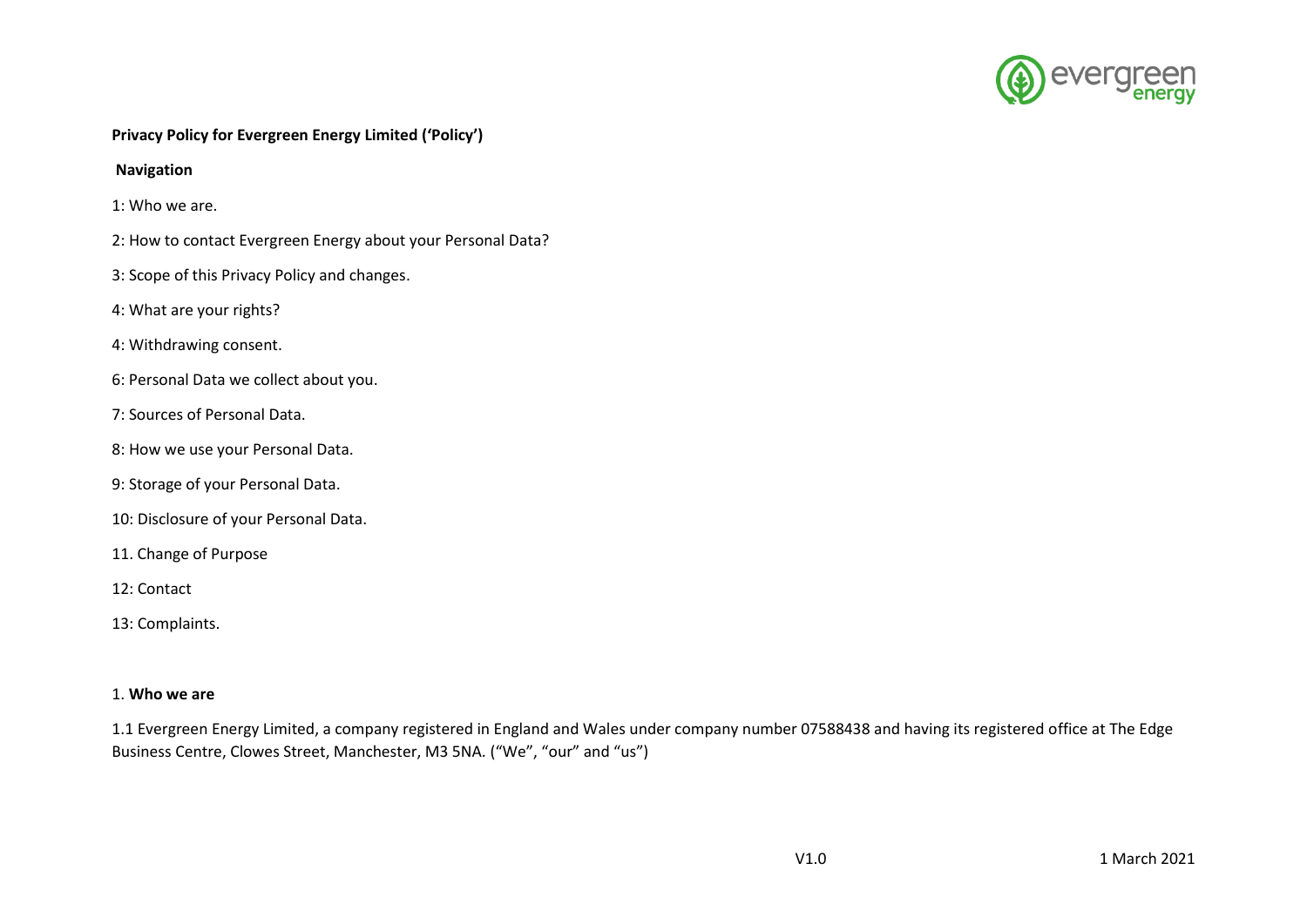**Privacy Policy for Evergreen Energy Limited ('Policy')**

**Navigation**

1: Who we are.

2: How to contact Evergreen Energy about your Personal Data?

3: Scope of this Privacy Policy and changes.

4: What are your rights?

4: Withdrawing consent.

6: Personal Data we collect about you.

7: Sources of Personal Data.

8: How we use your Personal Data.

9: Storage of your Personal Data.

10: Disclosure of your Personal Data.

11. Change of Purpose

12: Contact

13: Complaints.

1. **Who we are**

1.1 Evergreen Energy Limited, a company registered in England and Wales under company number 07588438 and having its registered office at The Edge Business Centre, Clowes Street, Manchester, M3 5NA. ("We", "our" and "us")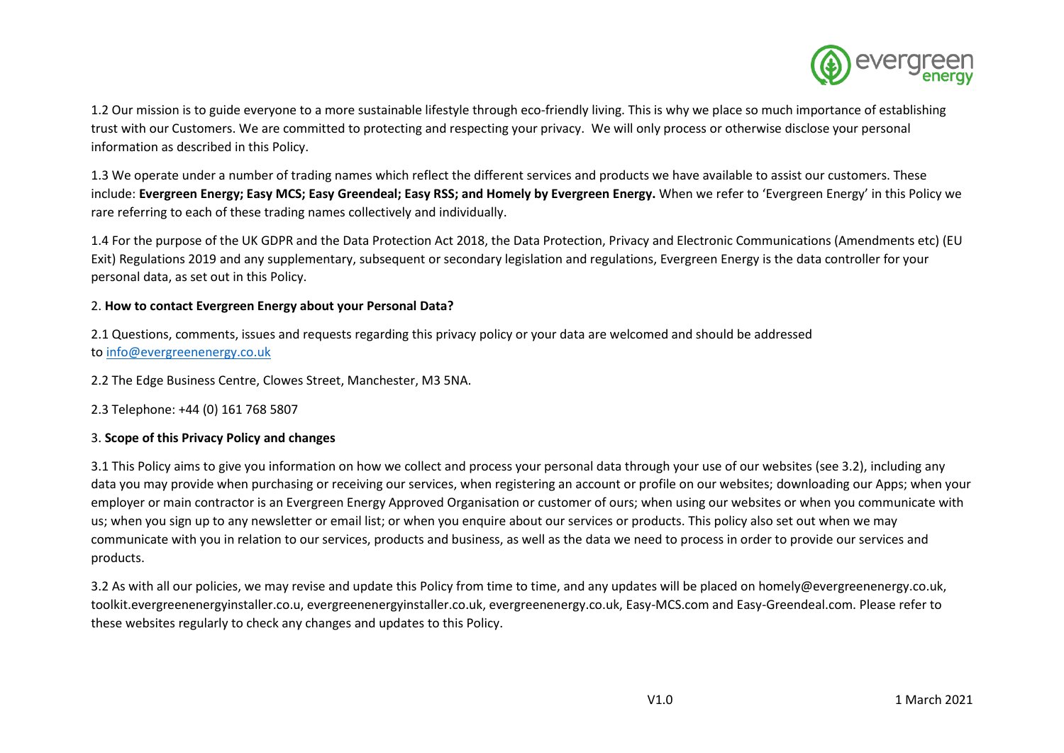1.2 Our mission is to guide everyone to a more sustainable lifestyle through eco-friendly living. This is why we place so much importance of establishing trust with our Customers. We are committed to protecting and respecting your privacy. We will only process or otherwise disclose your personal information as described in this Policy.

1.3 We operate under a number of trading names which reflect the different services and products we have available to assist our customers. These include: **Evergreen Energy; Easy MCS; Easy Greendeal; Easy RSS; and Homely by Evergreen Energy.** When we refer to 'Evergreen Energy' in this Policy we rare referring to each of these trading names collectively and individually.

1.4 For the purpose of the UK GDPR and the Data Protection Act 2018, the Data Protection, Privacy and Electronic Communications (Amendments etc) (EU Exit) Regulations 2019 and any supplementary, subsequent or secondary legislation and regulations, Evergreen Energy is the data controller for your personal data, as set out in this Policy.

## 2. **How to contact Evergreen Energy about your Personal Data?**

2.1 Questions, comments, issues and requests regarding this privacy policy or your data are welcomed and should be addressed to info@evergreenenergy.co.uk

2.2 The Edge Business Centre, Clowes Street, Manchester, M3 5NA.

2.3 Telephone: +44 (0) 161 768 5807

## 3. **Scope of this Privacy Policy and changes**

3.1 This Policy aims to give you information on how we collect and process your personal data through your use of our websites (see 3.2), including any data you may provide when purchasing or receiving our services, when registering an account or profile on our websites; downloading our Apps; when your employer or main contractor is an Evergreen Energy Approved Organisation or customer of ours; when using our websites or when you communicate with us; when you sign up to any newsletter or email list; or when you enquire about our services or products. This policy also set out when we may communicate with you in relation to our services, products and business, as well as the data we need to process in order to provide our services and products.

3.2 As with all our policies, we may revise and update this Policy from time to time, and any updates will be placed on homely@evergreenenergy.co.uk, toolkit.evergreenenergyinstaller.co.u, evergreenenergyinstaller.co.uk, evergreenenergy.co.uk, Easy-MCS.com and Easy-Greendeal.com. Please refer to these websites regularly to check any changes and updates to this Policy.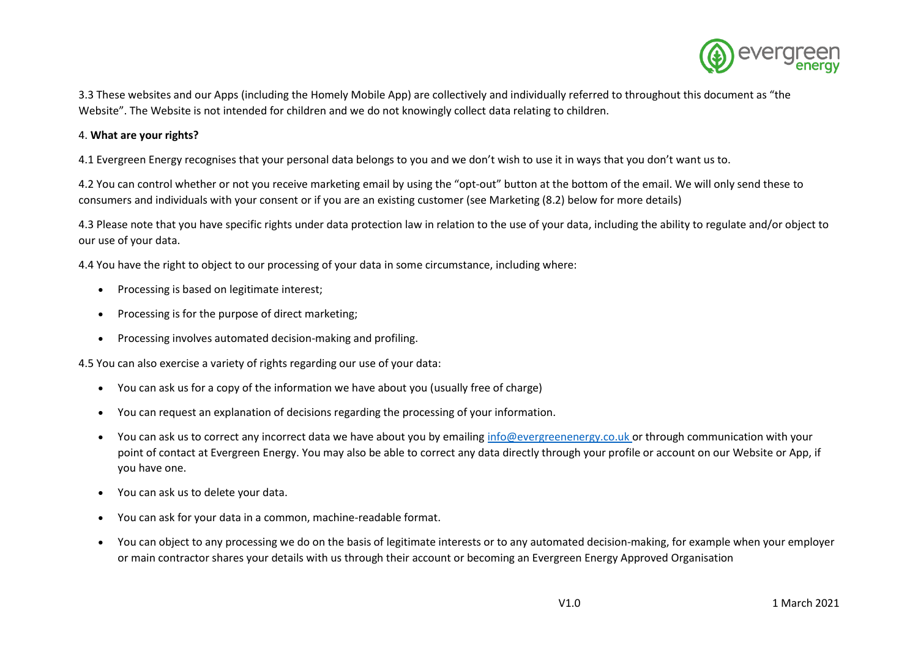3.3 These websites and our Apps (including the Homely Mobile App) are collectively and individually referred to throughout this document as “the Website”. The Website is not intended for children and we do not knowingly collect data relating to children.

4. **What are your rights?**

4.1 Evergreen Energy recognises that your personal data belongs to you and we don’t wish to use it in ways that you don’t want us to.

4.2 You can control whether or not you receive marketing email by using the “opt-out” button at the bottom of the email. We will only send these to consumers and individuals with your consent or if you are an existing customer (see Marketing (8.2) below for more details)

4.3 Please note that you have specific rights under data protection law in relation to the use of your data, including the ability to regulate and/or object to our use of your data.

4.4 You have the right to object to our processing of your data in some circumstance, including where:

- Processing is based on legitimate interest;
- Processing is for the purpose of direct marketing;
- Processing involves automated decision-making and profiling.

4.5 You can also exercise a variety of rights regarding our use of your data:

- You can ask us for a copy of the information we have about you (usually free of charge)
- You can request an explanation of decisions regarding the processing of your information.
- You can ask us to correct any incorrect data we have about you by emailing info@evergreenenergy.co.uk or through communication with your point of contact at Evergreen Energy. You may also be able to correct any data directly through your profile or account on our Website or App, if you have one.
- You can ask us to delete your data.
- You can ask for your data in a common, machine-readable format.
- You can object to any processing we do on the basis of legitimate interests or to any automated decision-making, for example when your employer or main contractor shares your details with us through their account or becoming an Evergreen Energy Approved Organisation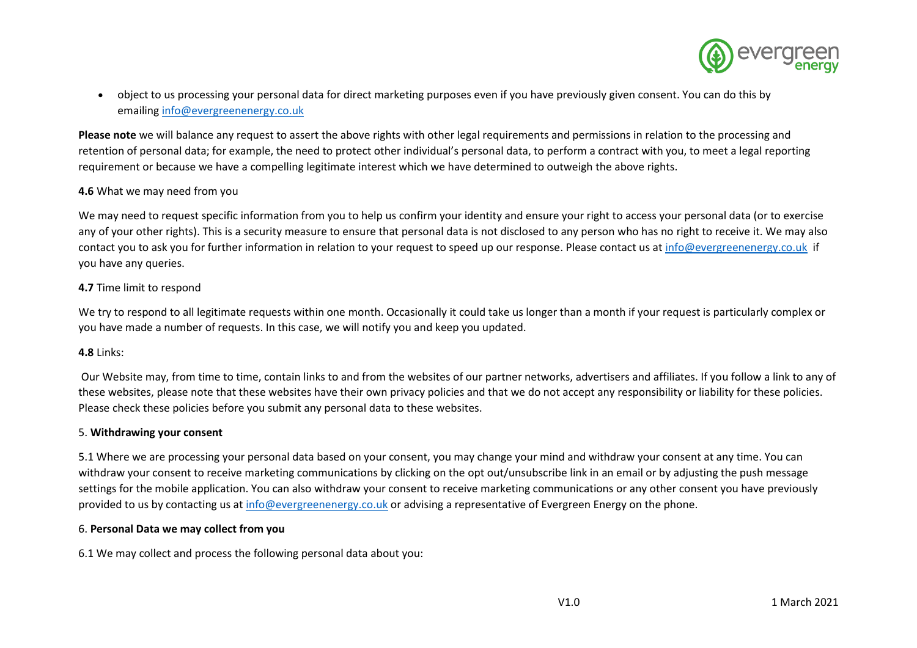- object to us processing your personal data for direct marketing purposes even if you have previously given consent. You can do this by emailing info@evergreenenergy.co.uk

**Please note** we will balance any request to assert the above rights with other legal requirements and permissions in relation to the processing and retention of personal data; for example, the need to protect other individual's personal data, to perform a contract with you, to meet a legal reporting requirement or because we have a compelling legitimate interest which we have determined to outweigh the above rights.

**4.6** What we may need from you

We may need to request specific information from you to help us confirm your identity and ensure your right to access your personal data (or to exercise any of your other rights). This is a security measure to ensure that personal data is not disclosed to any person who has no right to receive it. We may also contact you to ask you for further information in relation to your request to speed up our response. Please contact us at info@evergreenenergy.co.uk if you have any queries.

**4.7** Time limit to respond

We try to respond to all legitimate requests within one month. Occasionally it could take us longer than a month if your request is particularly complex or you have made a number of requests. In this case, we will notify you and keep you updated.

**4.8** Links:

Our Website may, from time to time, contain links to and from the websites of our partner networks, advertisers and affiliates. If you follow a link to any of these websites, please note that these websites have their own privacy policies and that we do not accept any responsibility or liability for these policies. Please check these policies before you submit any personal data to these websites.

## 5. **Withdrawing your consent**

5.1 Where we are processing your personal data based on your consent, you may change your mind and withdraw your consent at any time. You can withdraw your consent to receive marketing communications by clicking on the opt out/unsubscribe link in an email or by adjusting the push message settings for the mobile application. You can also withdraw your consent to receive marketing communications or any other consent you have previously provided to us by contacting us at info@evergreenenergy.co.uk or advising a representative of Evergreen Energy on the phone.

## 6. **Personal Data we may collect from you**

6.1 We may collect and process the following personal data about you: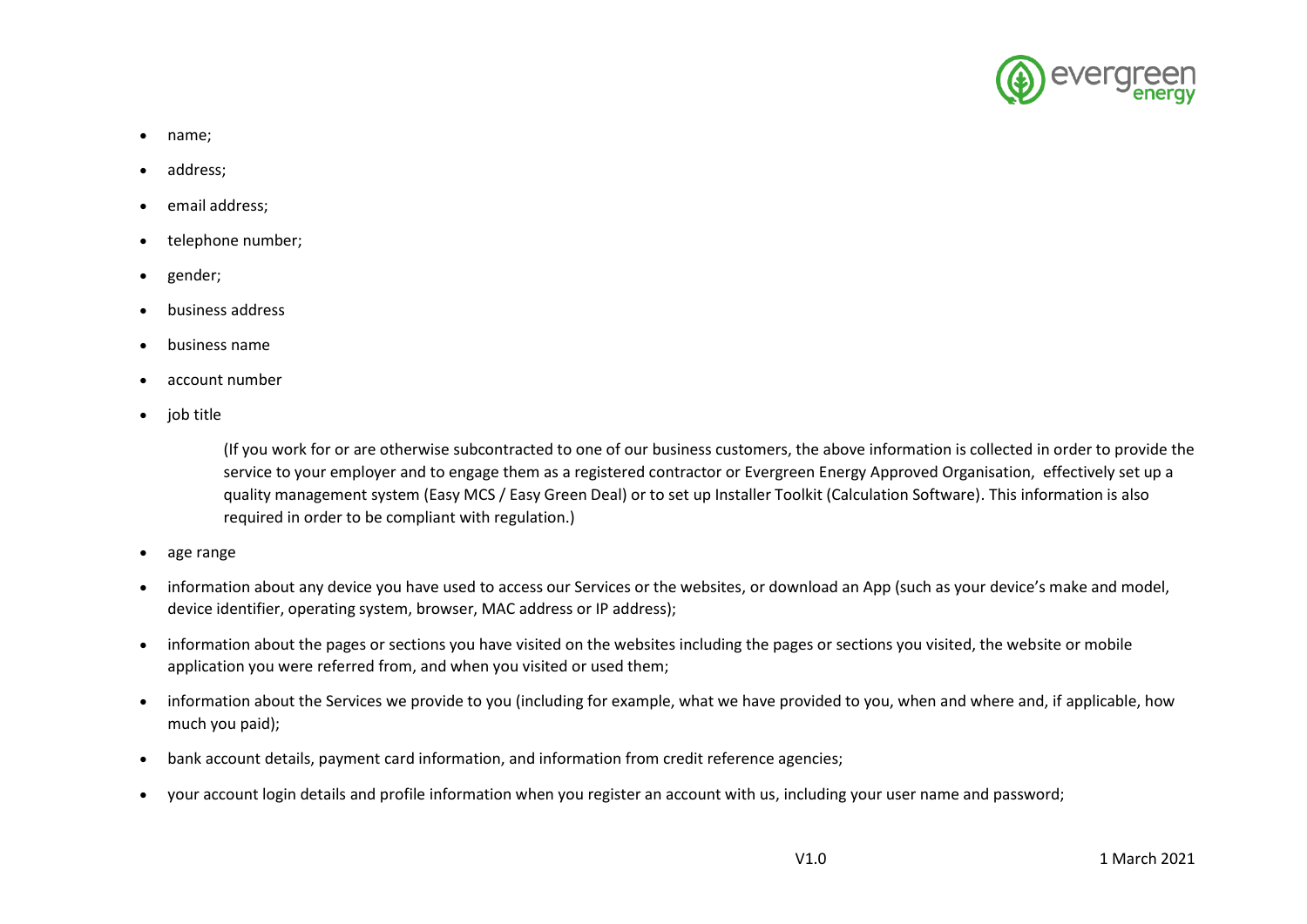- name;
- address;
- email address;
- telephone number;
- gender;
- business address
- business name
- account number
- job title

  (If you work for or are otherwise subcontracted to one of our business customers, the above information is collected in order to provide the service to your employer and to engage them as a registered contractor or Evergreen Energy Approved Organisation, effectively set up a quality management system (Easy MCS / Easy Green Deal) or to set up Installer Toolkit (Calculation Software). This information is also required in order to be compliant with regulation.)

- age range
- information about any device you have used to access our Services or the websites, or download an App (such as your device's make and model, device identifier, operating system, browser, MAC address or IP address);
- information about the pages or sections you have visited on the websites including the pages or sections you visited, the website or mobile application you were referred from, and when you visited or used them;
- information about the Services we provide to you (including for example, what we have provided to you, when and where and, if applicable, how much you paid);
- bank account details, payment card information, and information from credit reference agencies;
- your account login details and profile information when you register an account with us, including your user name and password;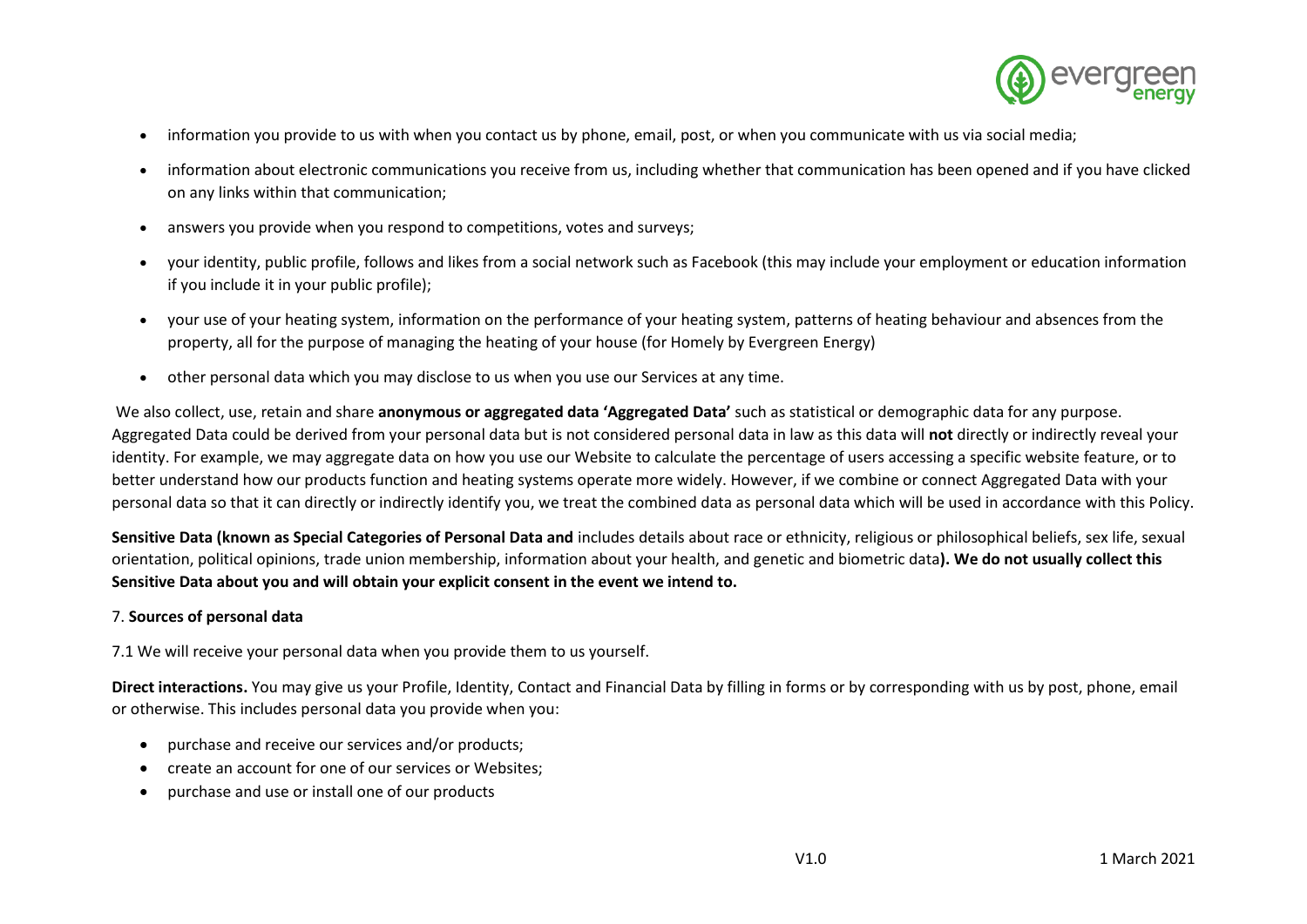- information you provide to us with when you contact us by phone, email, post, or when you communicate with us via social media;
- information about electronic communications you receive from us, including whether that communication has been opened and if you have clicked on any links within that communication;
- answers you provide when you respond to competitions, votes and surveys;
- your identity, public profile, follows and likes from a social network such as Facebook (this may include your employment or education information if you include it in your public profile);
- your use of your heating system, information on the performance of your heating system, patterns of heating behaviour and absences from the property, all for the purpose of managing the heating of your house (for Homely by Evergreen Energy)
- other personal data which you may disclose to us when you use our Services at any time.

We also collect, use, retain and share **anonymous or aggregated data 'Aggregated Data'** such as statistical or demographic data for any purpose. Aggregated Data could be derived from your personal data but is not considered personal data in law as this data will **not** directly or indirectly reveal your identity. For example, we may aggregate data on how you use our Website to calculate the percentage of users accessing a specific website feature, or to better understand how our products function and heating systems operate more widely. However, if we combine or connect Aggregated Data with your personal data so that it can directly or indirectly identify you, we treat the combined data as personal data which will be used in accordance with this Policy.

**Sensitive Data (known as Special Categories of Personal Data and** includes details about race or ethnicity, religious or philosophical beliefs, sex life, sexual orientation, political opinions, trade union membership, information about your health, and genetic and biometric data**). We do not usually collect this Sensitive Data about you and will obtain your explicit consent in the event we intend to.**

7. **Sources of personal data**

7.1 We will receive your personal data when you provide them to us yourself.

**Direct interactions.** You may give us your Profile, Identity, Contact and Financial Data by filling in forms or by corresponding with us by post, phone, email or otherwise. This includes personal data you provide when you:

- purchase and receive our services and/or products;
- create an account for one of our services or Websites;
- purchase and use or install one of our products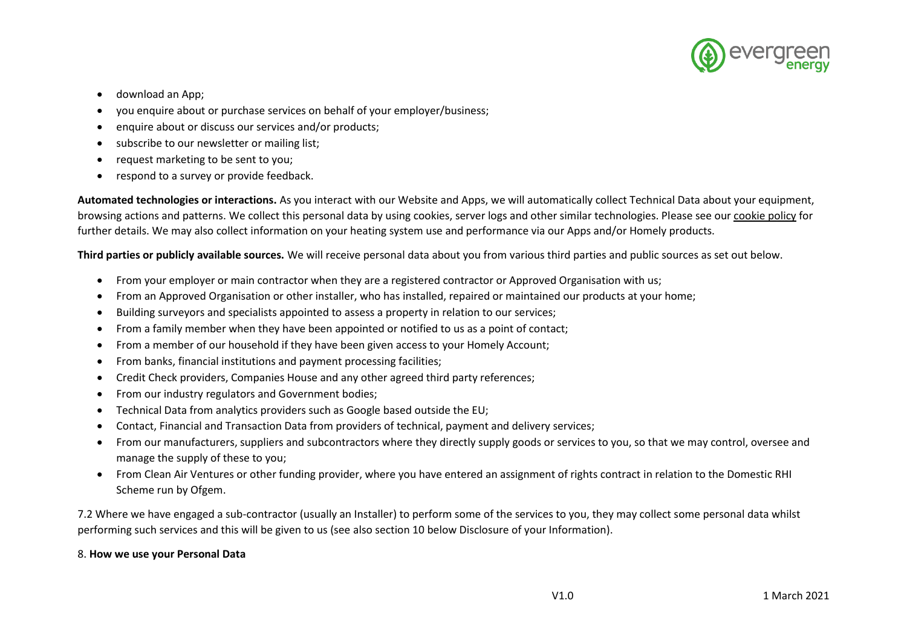- download an App;
- you enquire about or purchase services on behalf of your employer/business;
- enquire about or discuss our services and/or products;
- subscribe to our newsletter or mailing list;
- request marketing to be sent to you;
- respond to a survey or provide feedback.

**Automated technologies or interactions.** As you interact with our Website and Apps, we will automatically collect Technical Data about your equipment, browsing actions and patterns. We collect this personal data by using cookies, server logs and other similar technologies. Please see our cookie policy for further details. We may also collect information on your heating system use and performance via our Apps and/or Homely products.

**Third parties or publicly available sources.** We will receive personal data about you from various third parties and public sources as set out below.

- From your employer or main contractor when they are a registered contractor or Approved Organisation with us;
- From an Approved Organisation or other installer, who has installed, repaired or maintained our products at your home;
- Building surveyors and specialists appointed to assess a property in relation to our services;
- From a family member when they have been appointed or notified to us as a point of contact;
- From a member of our household if they have been given access to your Homely Account;
- From banks, financial institutions and payment processing facilities;
- Credit Check providers, Companies House and any other agreed third party references;
- From our industry regulators and Government bodies;
- Technical Data from analytics providers such as Google based outside the EU;
- Contact, Financial and Transaction Data from providers of technical, payment and delivery services;
- From our manufacturers, suppliers and subcontractors where they directly supply goods or services to you, so that we may control, oversee and manage the supply of these to you;
- From Clean Air Ventures or other funding provider, where you have entered an assignment of rights contract in relation to the Domestic RHI Scheme run by Ofgem.

7.2 Where we have engaged a sub-contractor (usually an Installer) to perform some of the services to you, they may collect some personal data whilst performing such services and this will be given to us (see also section 10 below Disclosure of your Information).

8. **How we use your Personal Data**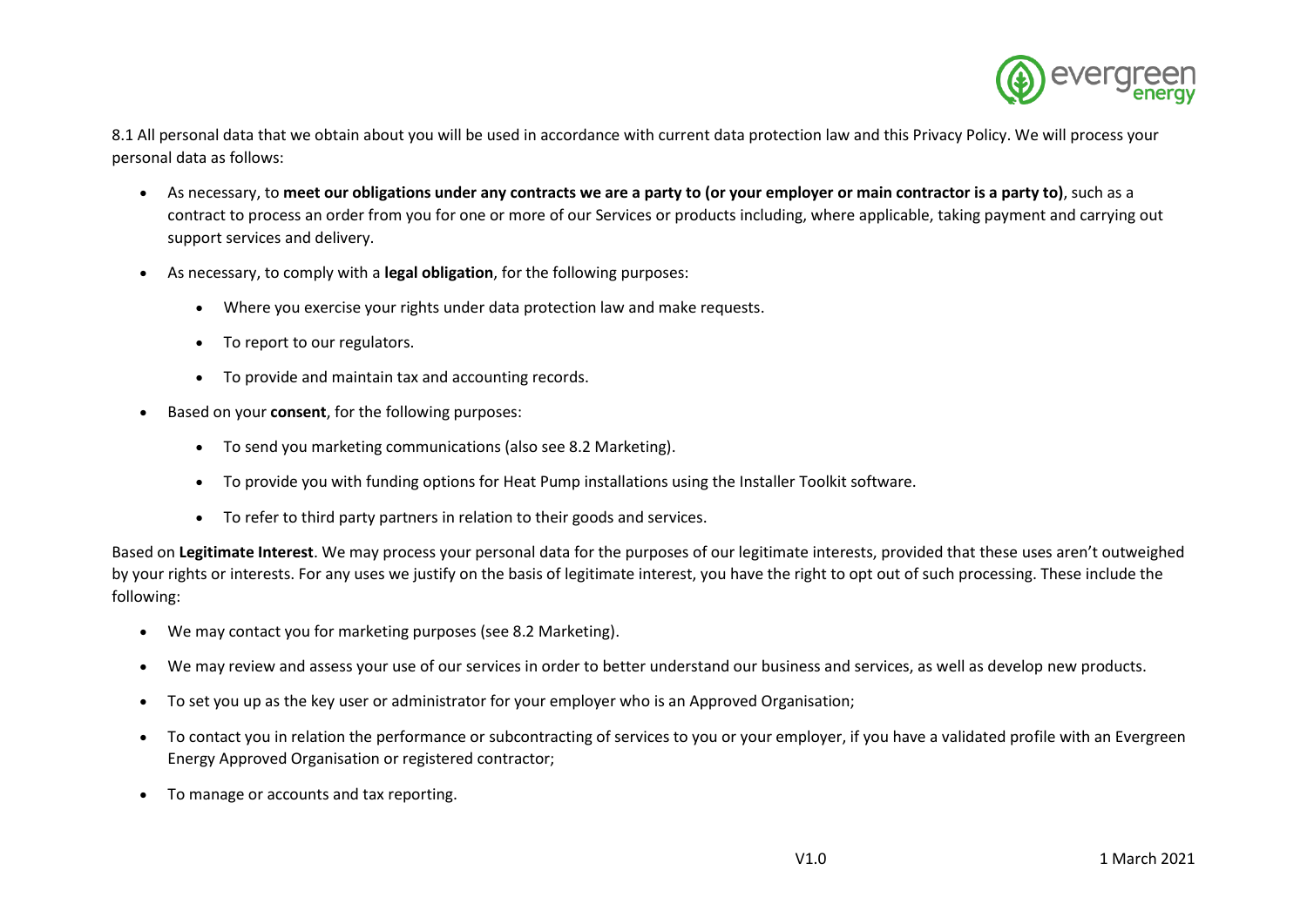8.1 All personal data that we obtain about you will be used in accordance with current data protection law and this Privacy Policy. We will process your personal data as follows:

- As necessary, to **meet our obligations under any contracts we are a party to (or your employer or main contractor is a party to)**, such as a contract to process an order from you for one or more of our Services or products including, where applicable, taking payment and carrying out support services and delivery.
- As necessary, to comply with a **legal obligation**, for the following purposes:
    - Where you exercise your rights under data protection law and make requests.
    - To report to our regulators.
    - To provide and maintain tax and accounting records.
- Based on your **consent**, for the following purposes:
    - To send you marketing communications (also see 8.2 Marketing).
    - To provide you with funding options for Heat Pump installations using the Installer Toolkit software.
    - To refer to third party partners in relation to their goods and services.

Based on **Legitimate Interest**. We may process your personal data for the purposes of our legitimate interests, provided that these uses aren't outweighed by your rights or interests. For any uses we justify on the basis of legitimate interest, you have the right to opt out of such processing. These include the following:

- We may contact you for marketing purposes (see 8.2 Marketing).
- We may review and assess your use of our services in order to better understand our business and services, as well as develop new products.
- To set you up as the key user or administrator for your employer who is an Approved Organisation;
- To contact you in relation the performance or subcontracting of services to you or your employer, if you have a validated profile with an Evergreen Energy Approved Organisation or registered contractor;
- To manage or accounts and tax reporting.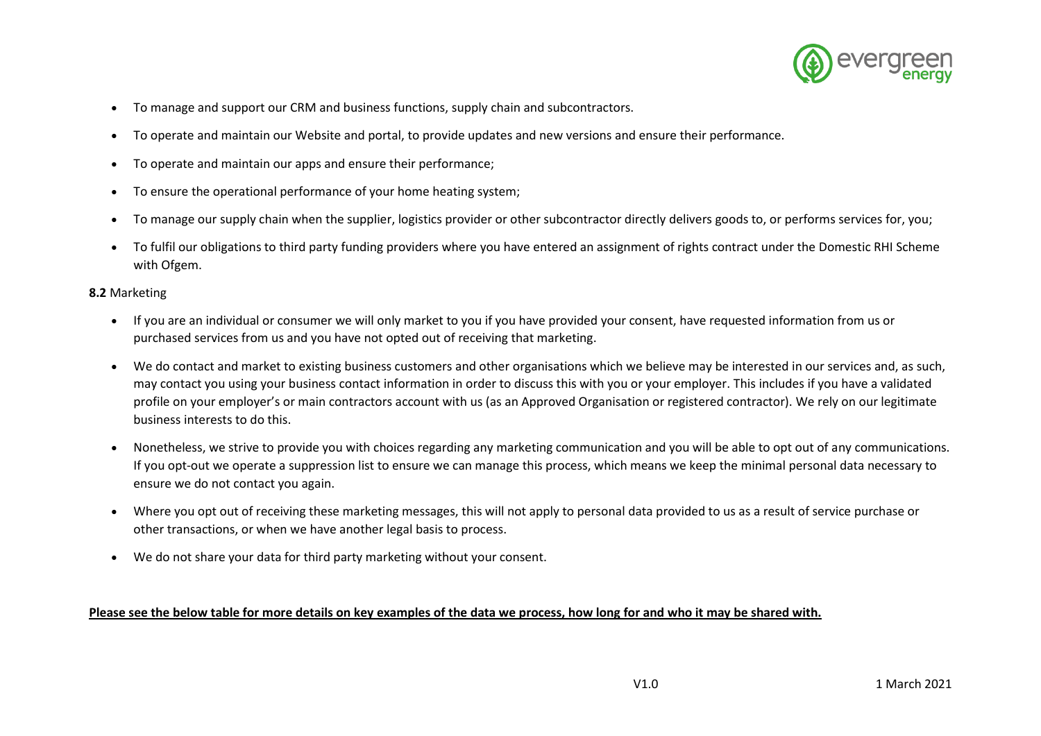- To manage and support our CRM and business functions, supply chain and subcontractors.
- To operate and maintain our Website and portal, to provide updates and new versions and ensure their performance.
- To operate and maintain our apps and ensure their performance;
- To ensure the operational performance of your home heating system;
- To manage our supply chain when the supplier, logistics provider or other subcontractor directly delivers goods to, or performs services for, you;
- To fulfil our obligations to third party funding providers where you have entered an assignment of rights contract under the Domestic RHI Scheme with Ofgem.

**8.2** Marketing

- If you are an individual or consumer we will only market to you if you have provided your consent, have requested information from us or purchased services from us and you have not opted out of receiving that marketing.
- We do contact and market to existing business customers and other organisations which we believe may be interested in our services and, as such, may contact you using your business contact information in order to discuss this with you or your employer. This includes if you have a validated profile on your employer's or main contractors account with us (as an Approved Organisation or registered contractor). We rely on our legitimate business interests to do this.
- Nonetheless, we strive to provide you with choices regarding any marketing communication and you will be able to opt out of any communications. If you opt-out we operate a suppression list to ensure we can manage this process, which means we keep the minimal personal data necessary to ensure we do not contact you again.
- Where you opt out of receiving these marketing messages, this will not apply to personal data provided to us as a result of service purchase or other transactions, or when we have another legal basis to process.
- We do not share your data for third party marketing without your consent.

**Please see the below table for more details on key examples of the data we process, how long for and who it may be shared with.**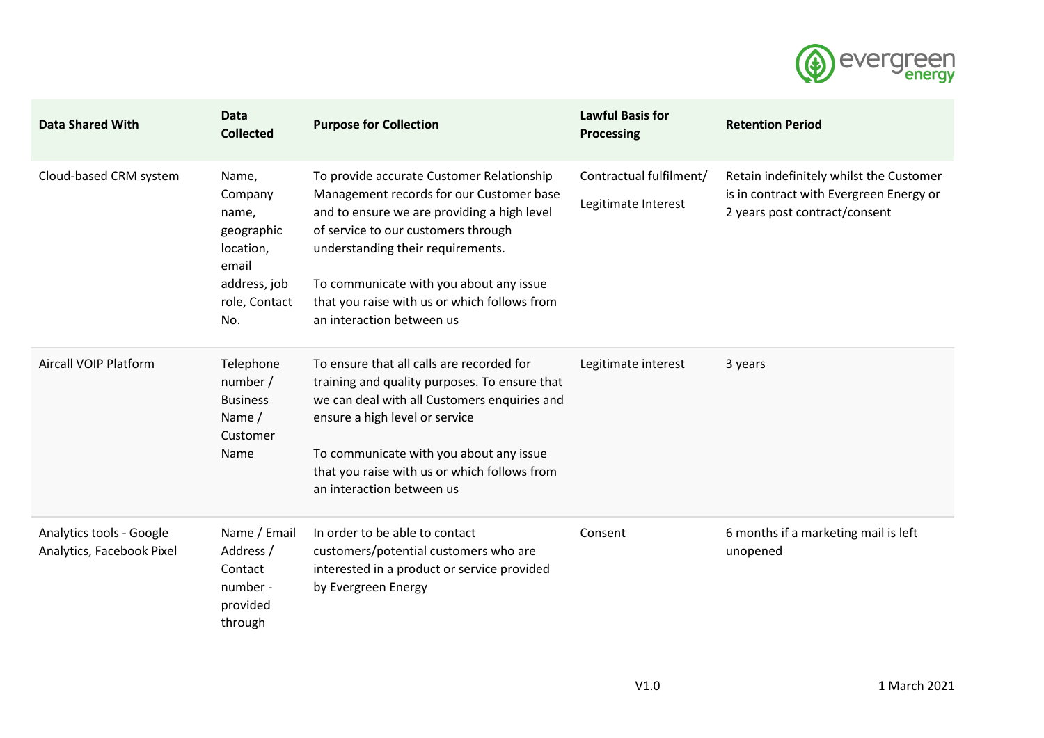| Data Shared With | Data Collected | Purpose for Collection | Lawful Basis for Processing | Retention Period |
|---|---|---|---|---|
| Cloud-based CRM system | Name, Company name, geographic location, email address, job role, Contact No. | To provide accurate Customer Relationship Management records for our Customer base and to ensure we are providing a high level of service to our customers through understanding their requirements.<br><br>To communicate with you about any issue that you raise with us or which follows from an interaction between us | Contractual fulfilment/ Legitimate Interest | Retain indefinitely whilst the Customer is in contract with Evergreen Energy or 2 years post contract/consent |
| Aircall VOIP Platform | Telephone number / Business Name / Customer Name | To ensure that all calls are recorded for training and quality purposes. To ensure that we can deal with all Customers enquiries and ensure a high level or service<br><br>To communicate with you about any issue that you raise with us or which follows from an interaction between us | Legitimate interest | 3 years |
| Analytics tools - Google Analytics, Facebook Pixel | Name / Email Address / Contact number - provided through | In order to be able to contact customers/potential customers who are interested in a product or service provided by Evergreen Energy | Consent | 6 months if a marketing mail is left unopened |

V1.0 1 March 2021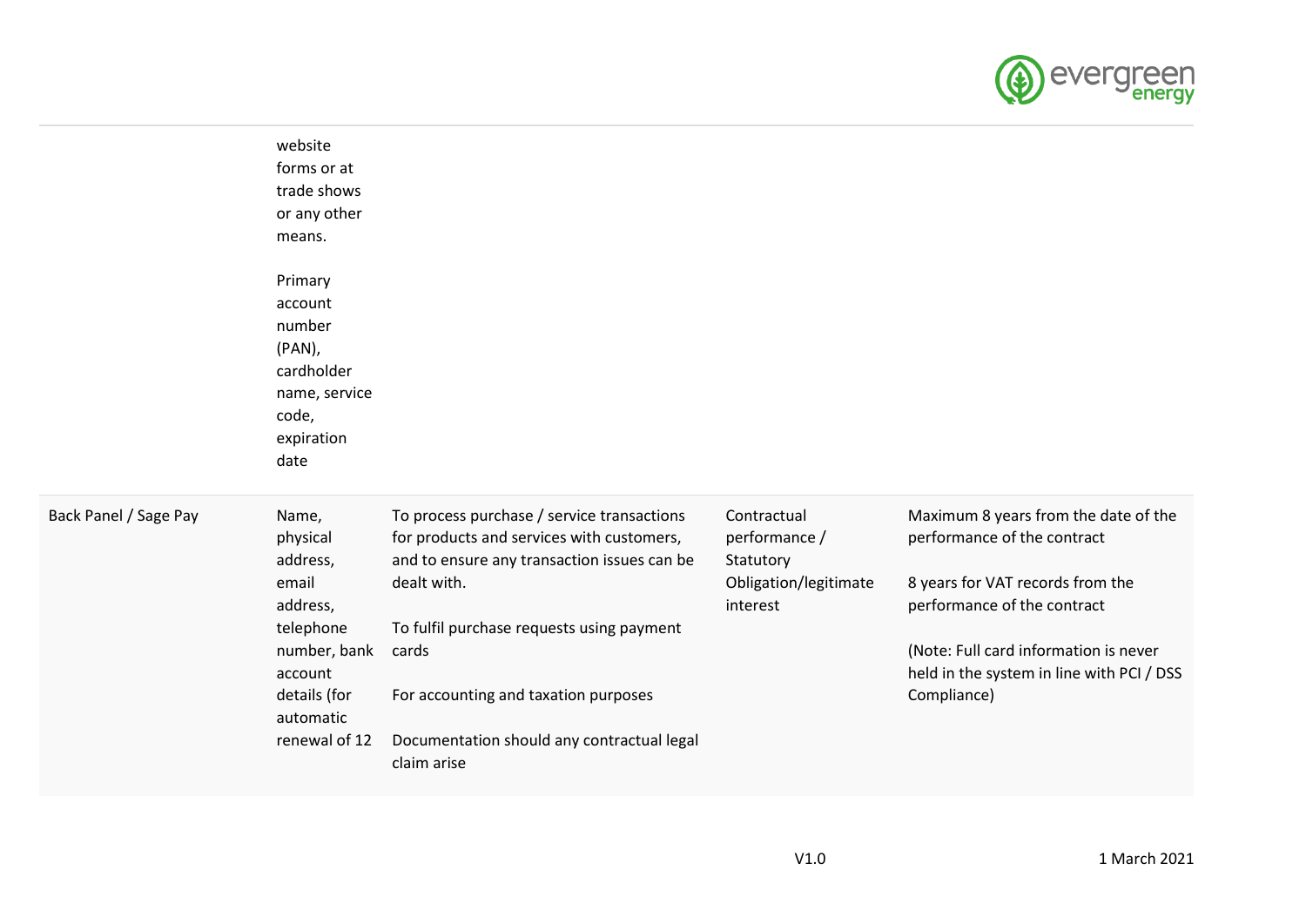| | | | | |
|---|---|---|---|---|
| | website forms or at trade shows or any other means.<br><br>Primary account number (PAN), cardholder name, service code, expiration date | | | |
| Back Panel / Sage Pay | Name, physical address, email address, telephone number, bank account details (for automatic renewal of 12 | To process purchase / service transactions for products and services with customers, and to ensure any transaction issues can be dealt with.<br><br>To fulfil purchase requests using payment cards<br><br>For accounting and taxation purposes<br><br>Documentation should any contractual legal claim arise | Contractual performance / Statutory Obligation/legitimate interest | Maximum 8 years from the date of the performance of the contract<br><br>8 years for VAT records from the performance of the contract<br><br>(Note: Full card information is never held in the system in line with PCI / DSS Compliance) |

V1.0 1 March 2021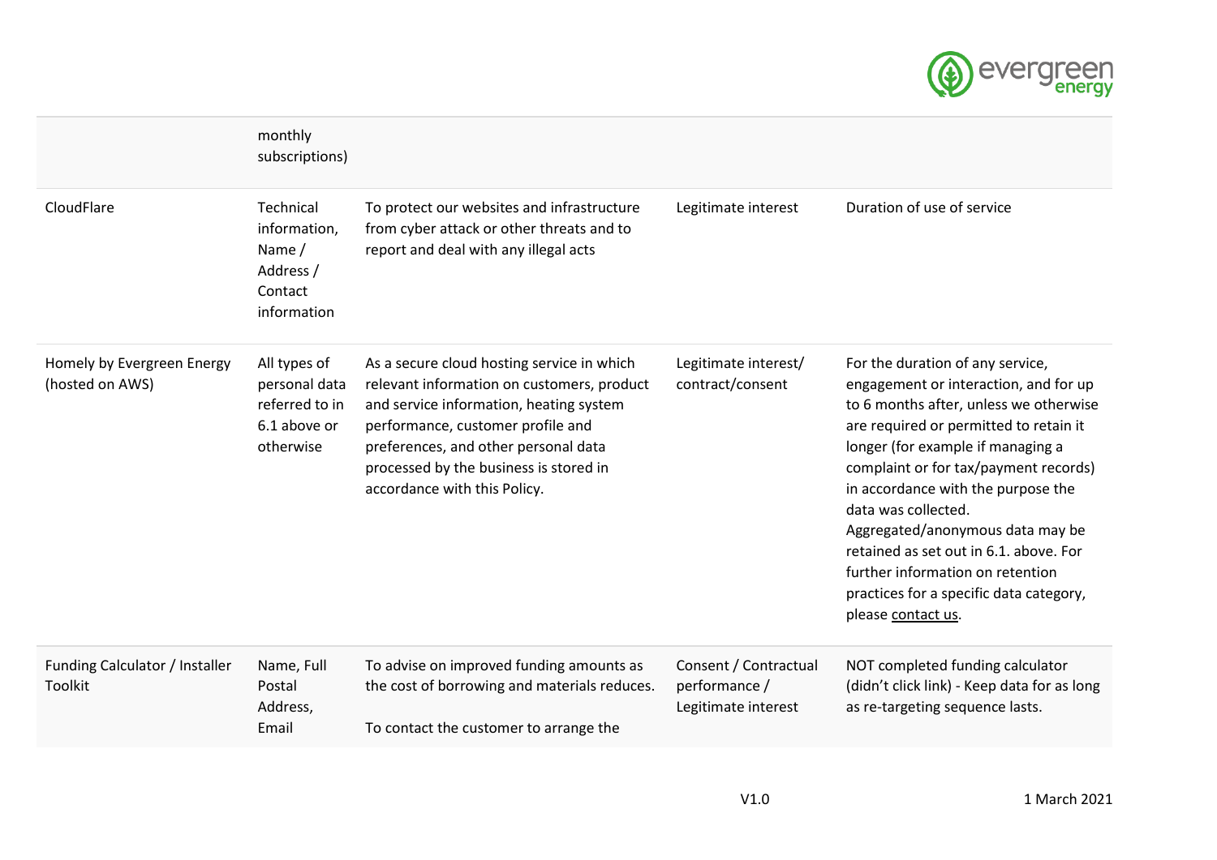| | | | | |
|---|---|---|---|---|
| | monthly subscriptions) | | | |
| CloudFlare | Technical information, Name / Address / Contact information | To protect our websites and infrastructure from cyber attack or other threats and to report and deal with any illegal acts | Legitimate interest | Duration of use of service |
| Homely by Evergreen Energy (hosted on AWS) | All types of personal data referred to in 6.1 above or otherwise | As a secure cloud hosting service in which relevant information on customers, product and service information, heating system performance, customer profile and preferences, and other personal data processed by the business is stored in accordance with this Policy. | Legitimate interest/ contract/consent | For the duration of any service, engagement or interaction, and for up to 6 months after, unless we otherwise are required or permitted to retain it longer (for example if managing a complaint or for tax/payment records) in accordance with the purpose the data was collected. Aggregated/anonymous data may be retained as set out in 6.1. above. For further information on retention practices for a specific data category, please contact us. |
| Funding Calculator / Installer Toolkit | Name, Full Postal Address, Email | To advise on improved funding amounts as the cost of borrowing and materials reduces.<br><br>To contact the customer to arrange the | Consent / Contractual performance / Legitimate interest | NOT completed funding calculator (didn't click link) - Keep data for as long as re-targeting sequence lasts. |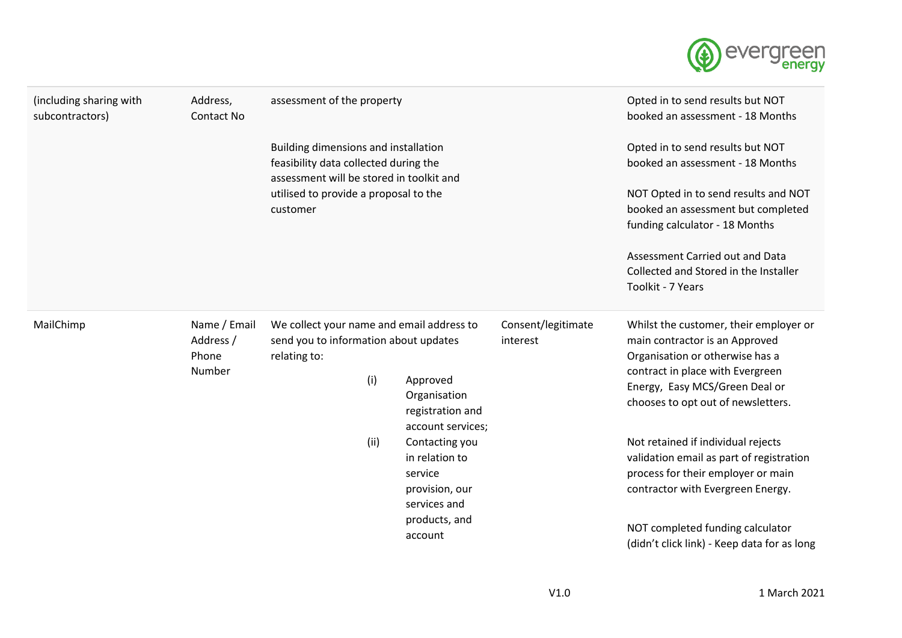| | | | | |
|---|---|---|---|---|
| (including sharing with subcontractors) | Address, Contact No | assessment of the property<br><br>Building dimensions and installation feasibility data collected during the assessment will be stored in toolkit and utilised to provide a proposal to the customer | | Opted in to send results but NOT booked an assessment - 18 Months<br><br>Opted in to send results but NOT booked an assessment - 18 Months<br><br>NOT Opted in to send results and NOT booked an assessment but completed funding calculator - 18 Months<br><br>Assessment Carried out and Data Collected and Stored in the Installer Toolkit - 7 Years |
| MailChimp | Name / Email Address / Phone Number | We collect your name and email address to send you to information about updates relating to:<br>(i) Approved Organisation registration and account services;<br>(ii) Contacting you in relation to service provision, our services and products, and account | Consent/legitimate interest | Whilst the customer, their employer or main contractor is an Approved Organisation or otherwise has a contract in place with Evergreen Energy, Easy MCS/Green Deal or chooses to opt out of newsletters.<br><br>Not retained if individual rejects validation email as part of registration process for their employer or main contractor with Evergreen Energy.<br><br>NOT completed funding calculator (didn't click link) - Keep data for as long |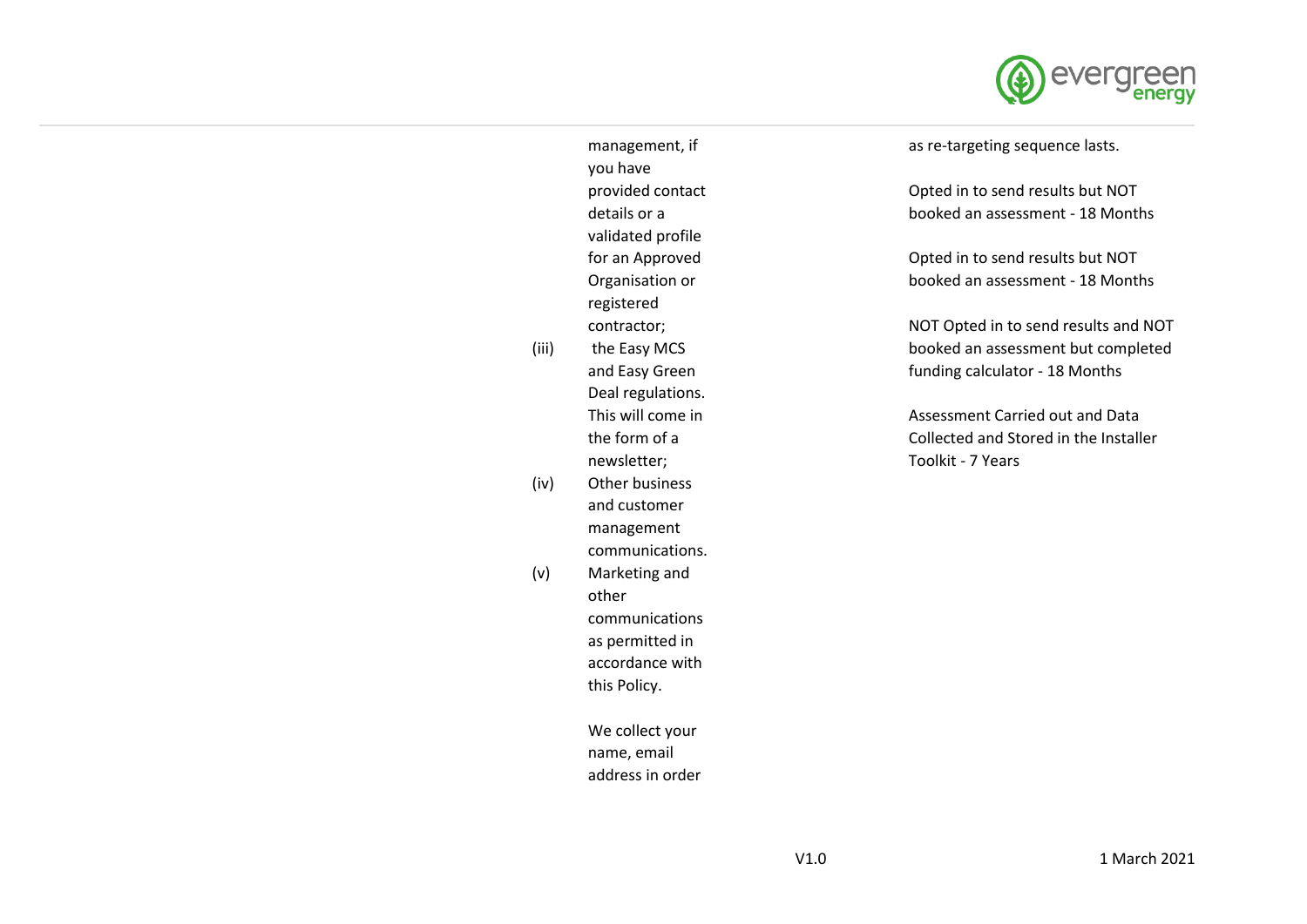| | |
|---|---|
| management, if you have provided contact details or a validated profile for an Approved Organisation or registered contractor;<br>(iii) the Easy MCS and Easy Green Deal regulations. This will come in the form of a newsletter;<br>(iv) Other business and customer management communications.<br>(v) Marketing and other communications as permitted in accordance with this Policy.<br><br>We collect your name, email address in order | as re-targeting sequence lasts.<br><br>Opted in to send results but NOT booked an assessment - 18 Months<br><br>Opted in to send results but NOT booked an assessment - 18 Months<br><br>NOT Opted in to send results and NOT booked an assessment but completed funding calculator - 18 Months<br><br>Assessment Carried out and Data Collected and Stored in the Installer Toolkit - 7 Years |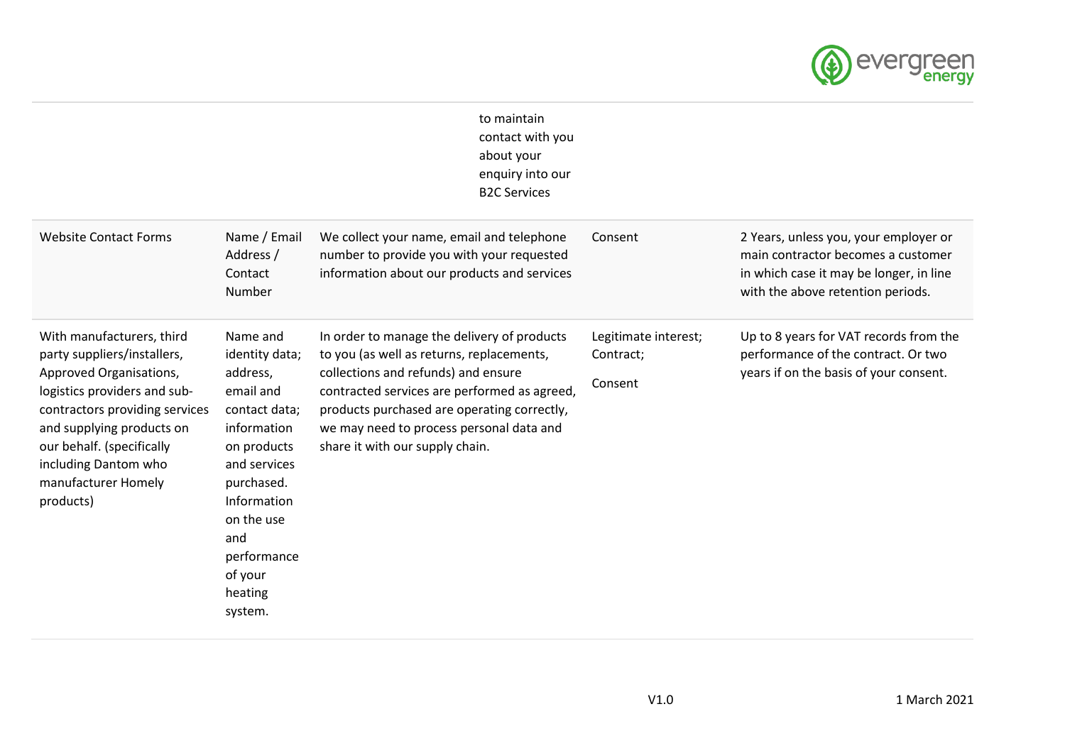| | | | | |
|---|---|---|---|---|
| | | | to maintain contact with you about your enquiry into our B2C Services | |
| Website Contact Forms | Name / Email Address / Contact Number | We collect your name, email and telephone number to provide you with your requested information about our products and services | Consent | 2 Years, unless you, your employer or main contractor becomes a customer in which case it may be longer, in line with the above retention periods. |
| With manufacturers, third party suppliers/installers, Approved Organisations, logistics providers and sub-contractors providing services and supplying products on our behalf. (specifically including Dantom who manufacturer Homely products) | Name and identity data; address, email and contact data; information on products and services purchased. Information on the use and performance of your heating system. | In order to manage the delivery of products to you (as well as returns, replacements, collections and refunds) and ensure contracted services are performed as agreed, products purchased are operating correctly, we may need to process personal data and share it with our supply chain. | Legitimate interest; Contract; Consent | Up to 8 years for VAT records from the performance of the contract. Or two years if on the basis of your consent. |

V1.0 1 March 2021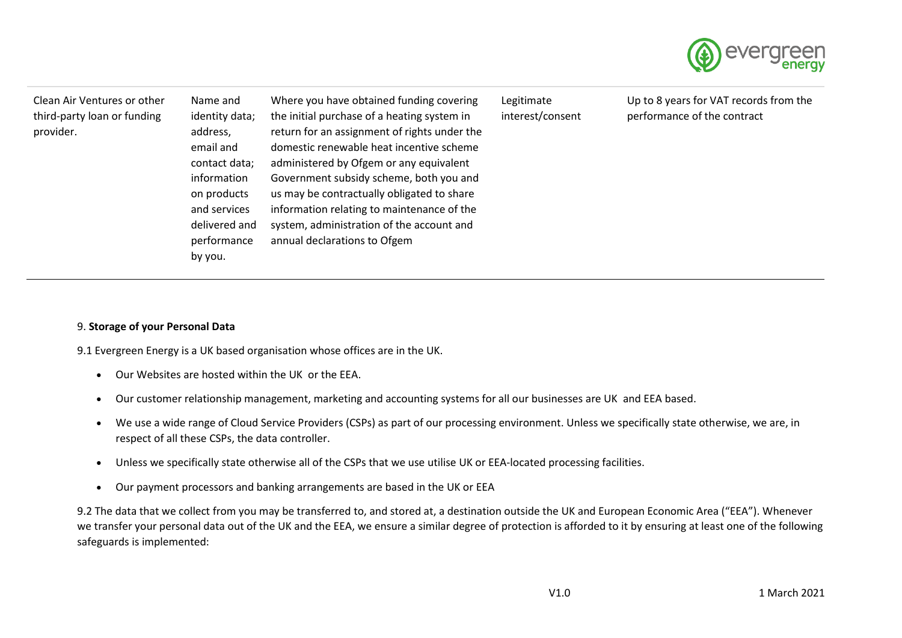| | | | | |
|---|---|---|---|---|
| Clean Air Ventures or other third-party loan or funding provider. | Name and identity data; address, email and contact data; information on products and services delivered and performance by you. | Where you have obtained funding covering the initial purchase of a heating system in return for an assignment of rights under the domestic renewable heat incentive scheme administered by Ofgem or any equivalent Government subsidy scheme, both you and us may be contractually obligated to share information relating to maintenance of the system, administration of the account and annual declarations to Ofgem | Legitimate interest/consent | Up to 8 years for VAT records from the performance of the contract |

9. **Storage of your Personal Data**

9.1 Evergreen Energy is a UK based organisation whose offices are in the UK.

- Our Websites are hosted within the UK or the EEA.
- Our customer relationship management, marketing and accounting systems for all our businesses are UK and EEA based.
- We use a wide range of Cloud Service Providers (CSPs) as part of our processing environment. Unless we specifically state otherwise, we are, in respect of all these CSPs, the data controller.
- Unless we specifically state otherwise all of the CSPs that we use utilise UK or EEA-located processing facilities.
- Our payment processors and banking arrangements are based in the UK or EEA

9.2 The data that we collect from you may be transferred to, and stored at, a destination outside the UK and European Economic Area ("EEA"). Whenever we transfer your personal data out of the UK and the EEA, we ensure a similar degree of protection is afforded to it by ensuring at least one of the following safeguards is implemented: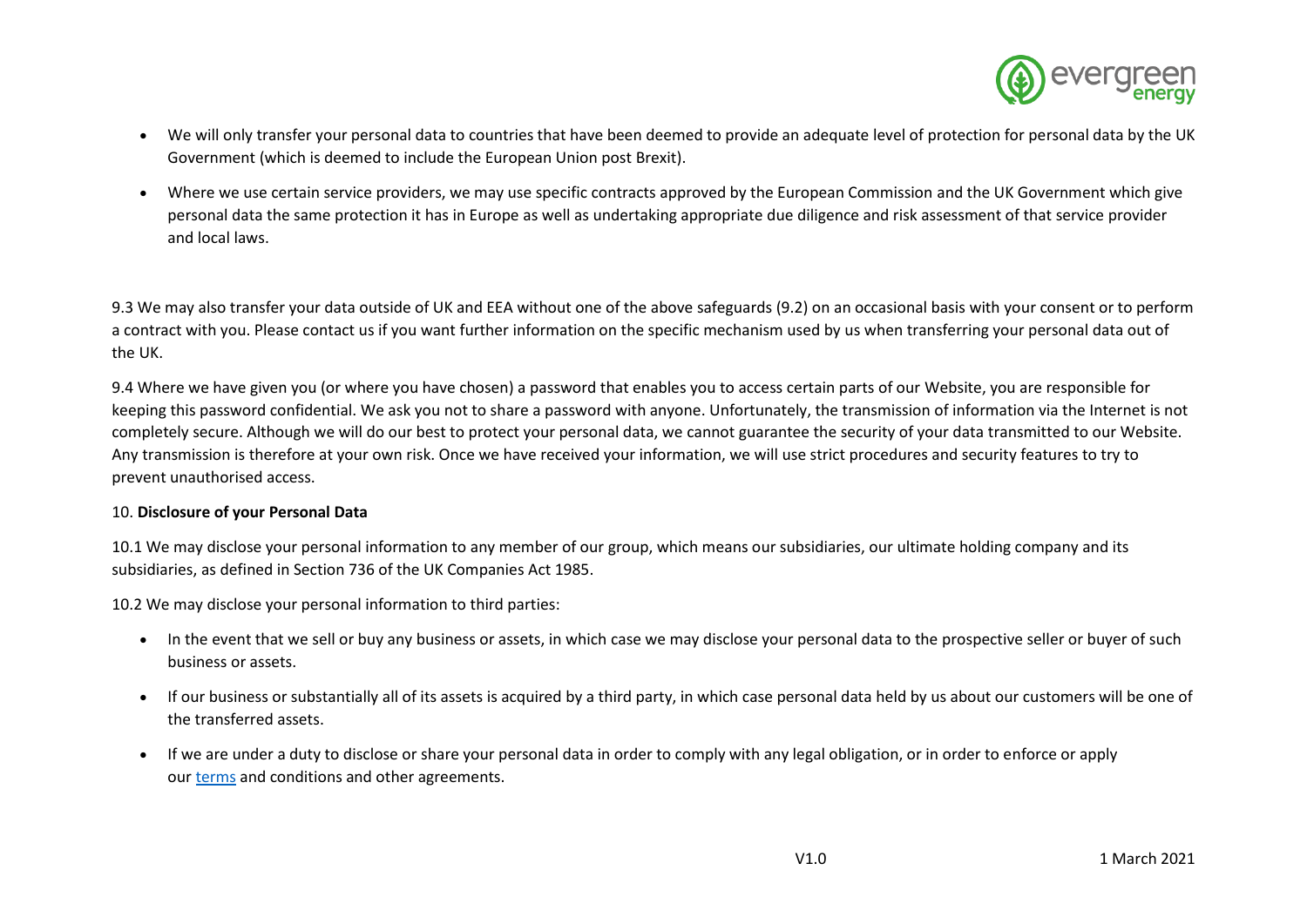- We will only transfer your personal data to countries that have been deemed to provide an adequate level of protection for personal data by the UK Government (which is deemed to include the European Union post Brexit).
- Where we use certain service providers, we may use specific contracts approved by the European Commission and the UK Government which give personal data the same protection it has in Europe as well as undertaking appropriate due diligence and risk assessment of that service provider and local laws.

9.3 We may also transfer your data outside of UK and EEA without one of the above safeguards (9.2) on an occasional basis with your consent or to perform a contract with you. Please contact us if you want further information on the specific mechanism used by us when transferring your personal data out of the UK.

9.4 Where we have given you (or where you have chosen) a password that enables you to access certain parts of our Website, you are responsible for keeping this password confidential. We ask you not to share a password with anyone. Unfortunately, the transmission of information via the Internet is not completely secure. Although we will do our best to protect your personal data, we cannot guarantee the security of your data transmitted to our Website. Any transmission is therefore at your own risk. Once we have received your information, we will use strict procedures and security features to try to prevent unauthorised access.

10. **Disclosure of your Personal Data**

10.1 We may disclose your personal information to any member of our group, which means our subsidiaries, our ultimate holding company and its subsidiaries, as defined in Section 736 of the UK Companies Act 1985.

10.2 We may disclose your personal information to third parties:

- In the event that we sell or buy any business or assets, in which case we may disclose your personal data to the prospective seller or buyer of such business or assets.
- If our business or substantially all of its assets is acquired by a third party, in which case personal data held by us about our customers will be one of the transferred assets.
- If we are under a duty to disclose or share your personal data in order to comply with any legal obligation, or in order to enforce or apply our terms and conditions and other agreements.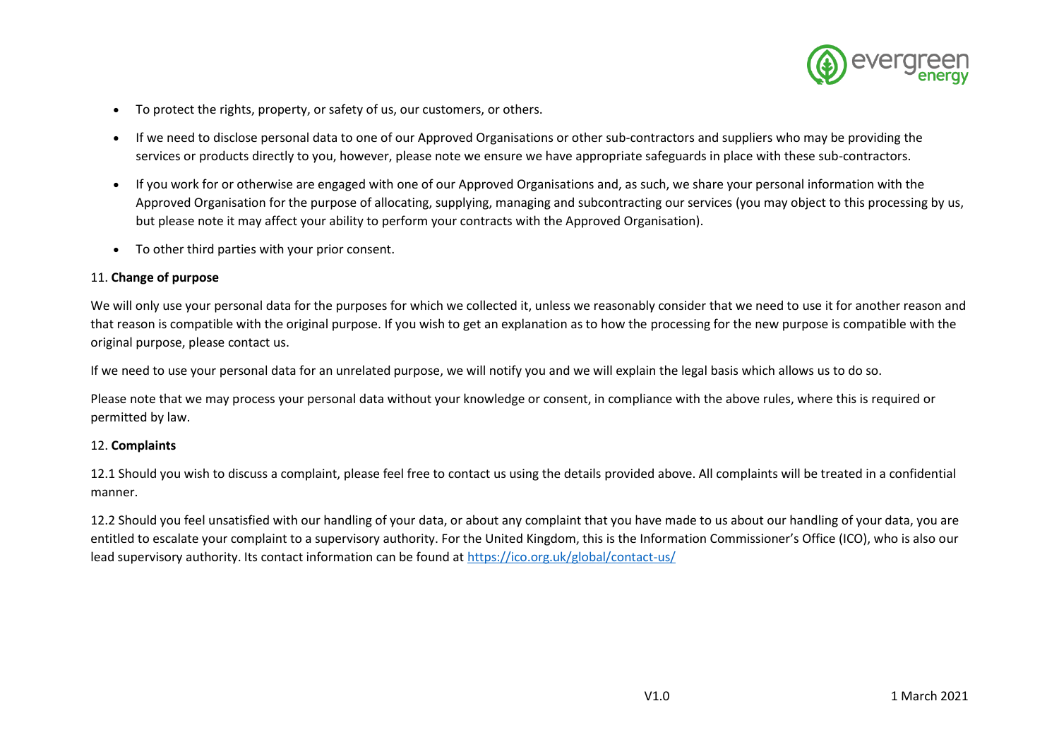- To protect the rights, property, or safety of us, our customers, or others.
- If we need to disclose personal data to one of our Approved Organisations or other sub-contractors and suppliers who may be providing the services or products directly to you, however, please note we ensure we have appropriate safeguards in place with these sub-contractors.
- If you work for or otherwise are engaged with one of our Approved Organisations and, as such, we share your personal information with the Approved Organisation for the purpose of allocating, supplying, managing and subcontracting our services (you may object to this processing by us, but please note it may affect your ability to perform your contracts with the Approved Organisation).
- To other third parties with your prior consent.

11. **Change of purpose**

We will only use your personal data for the purposes for which we collected it, unless we reasonably consider that we need to use it for another reason and that reason is compatible with the original purpose. If you wish to get an explanation as to how the processing for the new purpose is compatible with the original purpose, please contact us.

If we need to use your personal data for an unrelated purpose, we will notify you and we will explain the legal basis which allows us to do so.

Please note that we may process your personal data without your knowledge or consent, in compliance with the above rules, where this is required or permitted by law.

12. **Complaints**

12.1 Should you wish to discuss a complaint, please feel free to contact us using the details provided above. All complaints will be treated in a confidential manner.

12.2 Should you feel unsatisfied with our handling of your data, or about any complaint that you have made to us about our handling of your data, you are entitled to escalate your complaint to a supervisory authority. For the United Kingdom, this is the Information Commissioner's Office (ICO), who is also our lead supervisory authority. Its contact information can be found at https://ico.org.uk/global/contact-us/